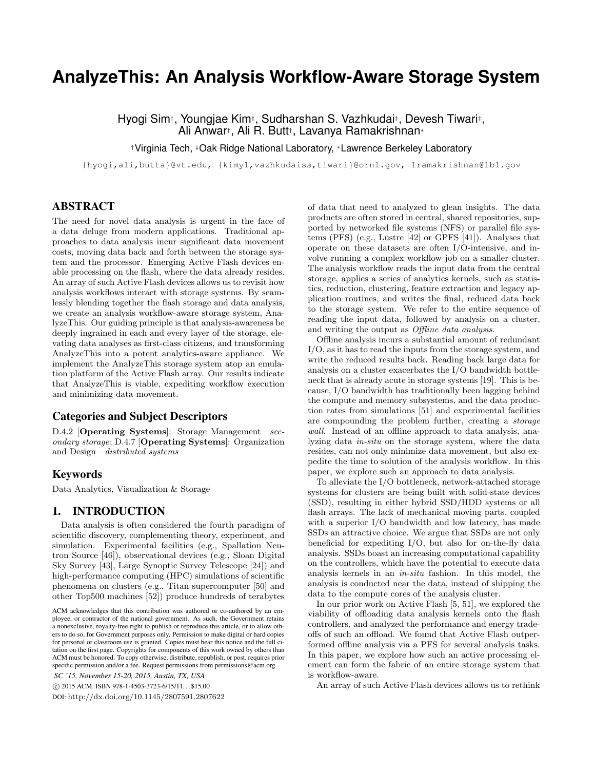# AnalyzeThis: An Analysis Workflow-Aware Storage System

Hyogi Sim[†], Youngjae Kim[‡], Sudharshan S. Vazhkudai[‡], Devesh Tiwari[‡], Ali Anwar[†], Ali R. Butt[†], Lavanya Ramakrishnan[*]

[†]Virginia Tech, [‡]Oak Ridge National Laboratory, [*]Lawrence Berkeley Laboratory

{hyogi,ali,butta}@vt.edu, {kimy1,vazhkudaiss,tiwari}@ornl.gov, lramakrishnan@lbl.gov

## ABSTRACT

The need for novel data analysis is urgent in the face of a data deluge from modern applications. Traditional approaches to data analysis incur significant data movement costs, moving data back and forth between the storage system and the processor. Emerging Active Flash devices enable processing on the flash, where the data already resides. An array of such Active Flash devices allows us to revisit how analysis workflows interact with storage systems. By seamlessly blending together the flash storage and data analysis, we create an analysis workflow-aware storage system, AnalyzeThis. Our guiding principle is that analysis-awareness be deeply ingrained in each and every layer of the storage, elevating data analyses as first-class citizens, and transforming AnalyzeThis into a potent analytics-aware appliance. We implement the AnalyzeThis storage system atop an emulation platform of the Active Flash array. Our results indicate that AnalyzeThis is viable, expediting workflow execution and minimizing data movement.

## Categories and Subject Descriptors

D.4.2 [**Operating Systems**]: Storage Management—*secondary storage*; D.4.7 [**Operating Systems**]: Organization and Design—*distributed systems*

## Keywords

Data Analytics, Visualization & Storage

## 1. INTRODUCTION

Data analysis is often considered the fourth paradigm of scientific discovery, complementing theory, experiment, and simulation. Experimental facilities (e.g., Spallation Neutron Source [46]), observational devices (e.g., Sloan Digital Sky Survey [43], Large Synoptic Survey Telescope [24]) and high-performance computing (HPC) simulations of scientific phenomena on clusters (e.g., Titan supercomputer [50] and other Top500 machines [52]) produce hundreds of terabytes of data that need to analyzed to glean insights. The data products are often stored in central, shared repositories, supported by networked file systems (NFS) or parallel file systems (PFS) (e.g., Lustre [42] or GPFS [41]). Analyses that operate on these datasets are often I/O-intensive, and involve running a complex workflow job on a smaller cluster. The analysis workflow reads the input data from the central storage, applies a series of analytics kernels, such as statistics, reduction, clustering, feature extraction and legacy application routines, and writes the final, reduced data back to the storage system. We refer to the entire sequence of reading the input data, followed by analysis on a cluster, and writing the output as *Offline data analysis*.

Offline analysis incurs a substantial amount of redundant I/O, as it has to read the inputs from the storage system, and write the reduced results back. Reading back large data for analysis on a cluster exacerbates the I/O bandwidth bottleneck that is already acute in storage systems [19]. This is because, I/O bandwidth has traditionally been lagging behind the compute and memory subsystems, and the data production rates from simulations [51] and experimental facilities are compounding the problem further, creating a *storage wall*. Instead of an offline approach to data analysis, analyzing data *in-situ* on the storage system, where the data resides, can not only minimize data movement, but also expedite the time to solution of the analysis workflow. In this paper, we explore such an approach to data analysis.

To alleviate the I/O bottleneck, network-attached storage systems for clusters are being built with solid-state devices (SSD), resulting in either hybrid SSD/HDD systems or all flash arrays. The lack of mechanical moving parts, coupled with a superior I/O bandwidth and low latency, has made SSDs an attractive choice. We argue that SSDs are not only beneficial for expediting I/O, but also for on-the-fly data analysis. SSDs boast an increasing computational capability on the controllers, which have the potential to execute data analysis kernels in an *in-situ* fashion. In this model, the analysis is conducted near the data, instead of shipping the data to the compute cores of the analysis cluster.

In our prior work on Active Flash [5, 51], we explored the viability of offloading data analysis kernels onto the flash controllers, and analyzed the performance and energy tradeoffs of such an offload. We found that Active Flash outperformed offline analysis via a PFS for several analysis tasks. In this paper, we explore how such an active processing element can form the fabric of an entire storage system that is workflow-aware.

An array of such Active Flash devices allows us to rethink

ACM acknowledges that this contribution was authored or co-authored by an employee, or contractor of the national government. As such, the Government retains a nonexclusive, royalty-free right to publish or reproduce this article, or to allow others to do so, for Government purposes only. Permission to make digital or hard copies for personal or classroom use is granted. Copies must bear this notice and the full citation on the first page. Copyrights for components of this work owned by others than ACM must be honored. To copy otherwise, distribute, republish, or post, requires prior specific permission and/or a fee. Request permissions from permissions@acm.org.

*SC '15, November 15-20, 2015, Austin, TX, USA*

© 2015 ACM. ISBN 978-1-4503-3723-6/15/11...$15.00

DOI: http://dx.doi.org/10.1145/2807591.2807622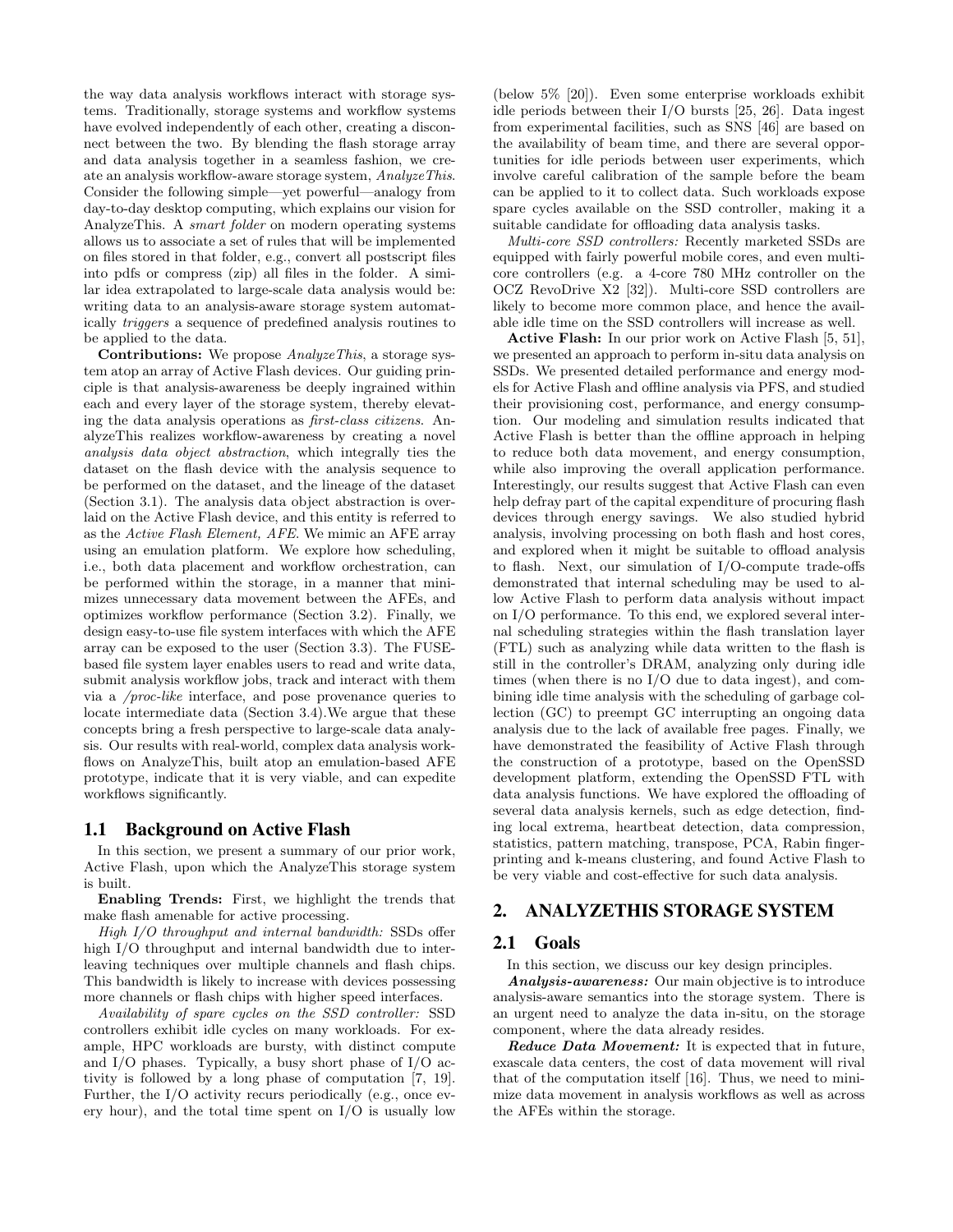the way data analysis workflows interact with storage systems. Traditionally, storage systems and workflow systems have evolved independently of each other, creating a disconnect between the two. By blending the flash storage array and data analysis together in a seamless fashion, we create an analysis workflow-aware storage system, *AnalyzeThis*. Consider the following simple—yet powerful—analogy from day-to-day desktop computing, which explains our vision for AnalyzeThis. A *smart folder* on modern operating systems allows us to associate a set of rules that will be implemented on files stored in that folder, e.g., convert all postscript files into pdfs or compress (zip) all files in the folder. A similar idea extrapolated to large-scale data analysis would be: writing data to an analysis-aware storage system automatically *triggers* a sequence of predefined analysis routines to be applied to the data.

**Contributions:** We propose *AnalyzeThis*, a storage system atop an array of Active Flash devices. Our guiding principle is that analysis-awareness be deeply ingrained within each and every layer of the storage system, thereby elevating the data analysis operations as *first-class citizens*. AnalyzeThis realizes workflow-awareness by creating a novel *analysis data object abstraction*, which integrally ties the dataset on the flash device with the analysis sequence to be performed on the dataset, and the lineage of the dataset (Section 3.1). The analysis data object abstraction is overlaid on the Active Flash device, and this entity is referred to as the *Active Flash Element, AFE*. We mimic an AFE array using an emulation platform. We explore how scheduling, i.e., both data placement and workflow orchestration, can be performed within the storage, in a manner that minimizes unnecessary data movement between the AFEs, and optimizes workflow performance (Section 3.2). Finally, we design easy-to-use file system interfaces with which the AFE array can be exposed to the user (Section 3.3). The FUSE-based file system layer enables users to read and write data, submit analysis workflow jobs, track and interact with them via a */proc-like* interface, and pose provenance queries to locate intermediate data (Section 3.4).We argue that these concepts bring a fresh perspective to large-scale data analysis. Our results with real-world, complex data analysis workflows on AnalyzeThis, built atop an emulation-based AFE prototype, indicate that it is very viable, and can expedite workflows significantly.

## 1.1 Background on Active Flash

In this section, we present a summary of our prior work, Active Flash, upon which the AnalyzeThis storage system is built.

**Enabling Trends:** First, we highlight the trends that make flash amenable for active processing.

*High I/O throughput and internal bandwidth:* SSDs offer high I/O throughput and internal bandwidth due to interleaving techniques over multiple channels and flash chips. This bandwidth is likely to increase with devices possessing more channels or flash chips with higher speed interfaces.

*Availability of spare cycles on the SSD controller:* SSD controllers exhibit idle cycles on many workloads. For example, HPC workloads are bursty, with distinct compute and I/O phases. Typically, a busy short phase of I/O activity is followed by a long phase of computation [7, 19]. Further, the I/O activity recurs periodically (e.g., once every hour), and the total time spent on I/O is usually low (below 5% [20]). Even some enterprise workloads exhibit idle periods between their I/O bursts [25, 26]. Data ingest from experimental facilities, such as SNS [46] are based on the availability of beam time, and there are several opportunities for idle periods between user experiments, which involve careful calibration of the sample before the beam can be applied to it to collect data. Such workloads expose spare cycles available on the SSD controller, making it a suitable candidate for offloading data analysis tasks.

*Multi-core SSD controllers:* Recently marketed SSDs are equipped with fairly powerful mobile cores, and even multi-core controllers (e.g. a 4-core 780 MHz controller on the OCZ RevoDrive X2 [32]). Multi-core SSD controllers are likely to become more common place, and hence the available idle time on the SSD controllers will increase as well.

**Active Flash:** In our prior work on Active Flash [5, 51], we presented an approach to perform in-situ data analysis on SSDs. We presented detailed performance and energy models for Active Flash and offline analysis via PFS, and studied their provisioning cost, performance, and energy consumption. Our modeling and simulation results indicated that Active Flash is better than the offline approach in helping to reduce both data movement, and energy consumption, while also improving the overall application performance. Interestingly, our results suggest that Active Flash can even help defray part of the capital expenditure of procuring flash devices through energy savings. We also studied hybrid analysis, involving processing on both flash and host cores, and explored when it might be suitable to offload analysis to flash. Next, our simulation of I/O-compute trade-offs demonstrated that internal scheduling may be used to allow Active Flash to perform data analysis without impact on I/O performance. To this end, we explored several internal scheduling strategies within the flash translation layer (FTL) such as analyzing while data written to the flash is still in the controller's DRAM, analyzing only during idle times (when there is no I/O due to data ingest), and combining idle time analysis with the scheduling of garbage collection (GC) to preempt GC interrupting an ongoing data analysis due to the lack of available free pages. Finally, we have demonstrated the feasibility of Active Flash through the construction of a prototype, based on the OpenSSD development platform, extending the OpenSSD FTL with data analysis functions. We have explored the offloading of several data analysis kernels, such as edge detection, finding local extrema, heartbeat detection, data compression, statistics, pattern matching, transpose, PCA, Rabin fingerprinting and k-means clustering, and found Active Flash to be very viable and cost-effective for such data analysis.

# 2. ANALYZETHIS STORAGE SYSTEM

## 2.1 Goals

In this section, we discuss our key design principles.

***Analysis-awareness:*** Our main objective is to introduce analysis-aware semantics into the storage system. There is an urgent need to analyze the data in-situ, on the storage component, where the data already resides.

***Reduce Data Movement:*** It is expected that in future, exascale data centers, the cost of data movement will rival that of the computation itself [16]. Thus, we need to minimize data movement in analysis workflows as well as across the AFEs within the storage.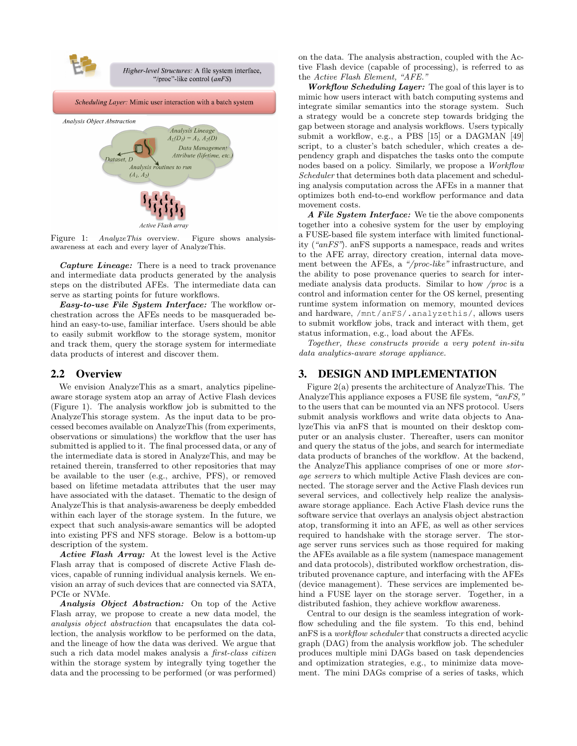Figure 1: *AnalyzeThis* overview. Figure shows analysis-awareness at each and every layer of AnalyzeThis.

***Capture Lineage:*** There is a need to track provenance and intermediate data products generated by the analysis steps on the distributed AFEs. The intermediate data can serve as starting points for future workflows.

***Easy-to-use File System Interface:*** The workflow orchestration across the AFEs needs to be masqueraded behind an easy-to-use, familiar interface. Users should be able to easily submit workflow to the storage system, monitor and track them, query the storage system for intermediate data products of interest and discover them.

## 2.2 Overview

We envision AnalyzeThis as a smart, analytics pipeline-aware storage system atop an array of Active Flash devices (Figure 1). The analysis workflow job is submitted to the AnalyzeThis storage system. As the input data to be processed becomes available on AnalyzeThis (from experiments, observations or simulations) the workflow that the user has submitted is applied to it. The final processed data, or any of the intermediate data is stored in AnalyzeThis, and may be retained therein, transferred to other repositories that may be available to the user (e.g., archive, PFS), or removed based on lifetime metadata attributes that the user may have associated with the dataset. Thematic to the design of AnalyzeThis is that analysis-awareness be deeply embedded within each layer of the storage system. In the future, we expect that such analysis-aware semantics will be adopted into existing PFS and NFS storage. Below is a bottom-up description of the system.

***Active Flash Array:*** At the lowest level is the Active Flash array that is composed of discrete Active Flash devices, capable of running individual analysis kernels. We envision an array of such devices that are connected via SATA, PCIe or NVMe.

***Analysis Object Abstraction:*** On top of the Active Flash array, we propose to create a new data model, the *analysis object abstraction* that encapsulates the data collection, the analysis workflow to be performed on the data, and the lineage of how the data was derived. We argue that such a rich data model makes analysis a *first-class citizen* within the storage system by integrally tying together the data and the processing to be performed (or was performed) on the data. The analysis abstraction, coupled with the Active Flash device (capable of processing), is referred to as the *Active Flash Element, "AFE."*

***Workflow Scheduling Layer:*** The goal of this layer is to mimic how users interact with batch computing systems and integrate similar semantics into the storage system. Such a strategy would be a concrete step towards bridging the gap between storage and analysis workflows. Users typically submit a workflow, e.g., a PBS [15] or a DAGMAN [49] script, to a cluster's batch scheduler, which creates a dependency graph and dispatches the tasks onto the compute nodes based on a policy. Similarly, we propose a *Workflow Scheduler* that determines both data placement and scheduling analysis computation across the AFEs in a manner that optimizes both end-to-end workflow performance and data movement costs.

***A File System Interface:*** We tie the above components together into a cohesive system for the user by employing a FUSE-based file system interface with limited functionality (*"anFS"*). anFS supports a namespace, reads and writes to the AFE array, directory creation, internal data movement between the AFEs, a *"/proc-like"* infrastructure, and the ability to pose provenance queries to search for intermediate analysis data products. Similar to how */proc* is a control and information center for the OS kernel, presenting runtime system information on memory, mounted devices and hardware, `/mnt/anFS/.analyzethis/`, allows users to submit workflow jobs, track and interact with them, get status information, e.g., load about the AFEs.

*Together, these constructs provide a very potent in-situ data analytics-aware storage appliance.*

# 3. DESIGN AND IMPLEMENTATION

Figure 2(a) presents the architecture of AnalyzeThis. The AnalyzeThis appliance exposes a FUSE file system, *"anFS,"* to the users that can be mounted via an NFS protocol. Users submit analysis workflows and write data objects to AnalyzeThis via anFS that is mounted on their desktop computer or an analysis cluster. Thereafter, users can monitor and query the status of the jobs, and search for intermediate data products of branches of the workflow. At the backend, the AnalyzeThis appliance comprises of one or more *storage servers* to which multiple Active Flash devices are connected. The storage server and the Active Flash devices run several services, and collectively help realize the analysis-aware storage appliance. Each Active Flash device runs the software service that overlays an analysis object abstraction atop, transforming it into an AFE, as well as other services required to handshake with the storage server. The storage server runs services such as those required for making the AFEs available as a file system (namespace management and data protocols), distributed workflow orchestration, distributed provenance capture, and interfacing with the AFEs (device management). These services are implemented behind a FUSE layer on the storage server. Together, in a distributed fashion, they achieve workflow awareness.

Central to our design is the seamless integration of workflow scheduling and the file system. To this end, behind anFS is a *workflow scheduler* that constructs a directed acyclic graph (DAG) from the analysis workflow job. The scheduler produces multiple mini DAGs based on task dependencies and optimization strategies, e.g., to minimize data movement. The mini DAGs comprise of a series of tasks, which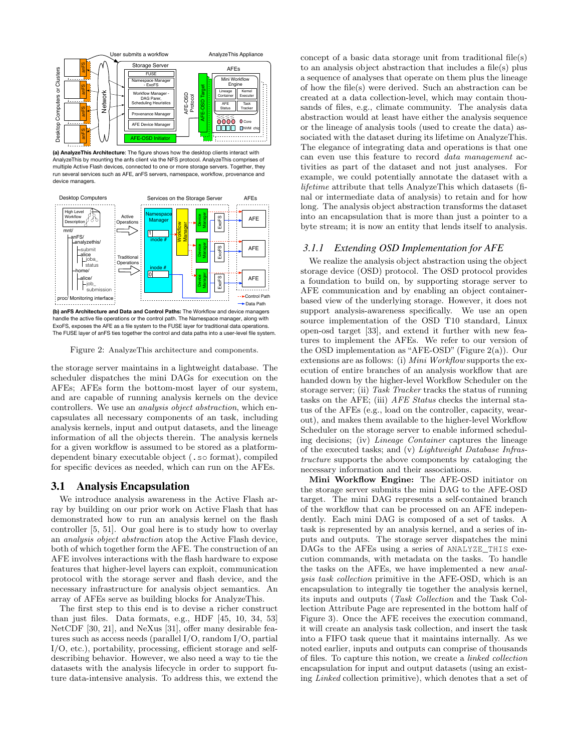(a) **AnalyzeThis Architecture**: The figure shows how the desktop clients interact with AnalyzeThis by mounting the anfs client via the NFS protocol. AnalyzeThis comprises of multiple Active Flash devices, connected to one or more storage servers. Together, they run several services such as AFE, anFS servers, namespace, workflow, provenance and device managers.

(b) **anFS Architecture and Data and Control Paths:** The Workflow and device managers handle the active file operations or the control path. The Namespace manager, along with ExoFS, exposes the AFE as a file system to the FUSE layer for traditional data operations. The FUSE layer of anFS ties together the control and data paths into a user-level file system.

Figure 2: AnalyzeThis architecture and components.

the storage server maintains in a lightweight database. The scheduler dispatches the mini DAGs for execution on the AFEs; AFEs form the bottom-most layer of our system, and are capable of running analysis kernels on the device controllers. We use an *analysis object abstraction*, which encapsulates all necessary components of an task, including analysis kernels, input and output datasets, and the lineage information of all the objects therein. The analysis kernels for a given workflow is assumed to be stored as a platform-dependent binary executable object (`.so` format), compiled for specific devices as needed, which can run on the AFEs.

## 3.1 Analysis Encapsulation

We introduce analysis awareness in the Active Flash array by building on our prior work on Active Flash that has demonstrated how to run an analysis kernel on the flash controller [5, 51]. Our goal here is to study how to overlay an *analysis object abstraction* atop the Active Flash device, both of which together form the AFE. The construction of an AFE involves interactions with the flash hardware to expose features that higher-level layers can exploit, communication protocol with the storage server and flash device, and the necessary infrastructure for analysis object semantics. An array of AFEs serve as building blocks for AnalyzeThis.

The first step to this end is to devise a richer construct than just files. Data formats, e.g., HDF [45, 10, 34, 53] NetCDF [30, 21], and NeXus [31], offer many desirable features such as access needs (parallel I/O, random I/O, partial I/O, etc.), portability, processing, efficient storage and self-describing behavior. However, we also need a way to tie the datasets with the analysis lifecycle in order to support future data-intensive analysis. To address this, we extend the concept of a basic data storage unit from traditional file(s) to an analysis object abstraction that includes a file(s) plus a sequence of analyses that operate on them plus the lineage of how the file(s) were derived. Such an abstraction can be created at a data collection-level, which may contain thousands of files, e.g., climate community. The analysis data abstraction would at least have either the analysis sequence or the lineage of analysis tools (used to create the data) associated with the dataset during its lifetime on AnalyzeThis. The elegance of integrating data and operations is that one can even use this feature to record *data management* activities as part of the dataset and not just analyses. For example, we could potentially annotate the dataset with a *lifetime* attribute that tells AnalyzeThis which datasets (final or intermediate data of analysis) to retain and for how long. The analysis object abstraction transforms the dataset into an encapsulation that is more than just a pointer to a byte stream; it is now an entity that lends itself to analysis.

### 3.1.1 Extending OSD Implementation for AFE

We realize the analysis object abstraction using the object storage device (OSD) protocol. The OSD protocol provides a foundation to build on, by supporting storage server to AFE communication and by enabling an object container-based view of the underlying storage. However, it does not support analysis-awareness specifically. We use an open source implementation of the OSD T10 standard, Linux open-osd target [33], and extend it further with new features to implement the AFEs. We refer to our version of the OSD implementation as "AFE-OSD" (Figure 2(a)). Our extensions are as follows: (i) *Mini Workflow* supports the execution of entire branches of an analysis workflow that are handed down by the higher-level Workflow Scheduler on the storage server; (ii) *Task Tracker* tracks the status of running tasks on the AFE; (iii) *AFE Status* checks the internal status of the AFEs (e.g., load on the controller, capacity, wear-out), and makes them available to the higher-level Workflow Scheduler on the storage server to enable informed scheduling decisions; (iv) *Lineage Container* captures the lineage of the executed tasks; and (v) *Lightweight Database Infrastructure* supports the above components by cataloging the necessary information and their associations.

**Mini Workflow Engine:** The AFE-OSD initiator on the storage server submits the mini DAG to the AFE-OSD target. The mini DAG represents a self-contained branch of the workflow that can be processed on an AFE independently. Each mini DAG is composed of a set of tasks. A task is represented by an analysis kernel, and a series of inputs and outputs. The storage server dispatches the mini DAGs to the AFEs using a series of `ANALYZE_THIS` execution commands, with metadata on the tasks. To handle the tasks on the AFEs, we have implemented a new *analysis task collection* primitive in the AFE-OSD, which is an encapsulation to integrally tie together the analysis kernel, its inputs and outputs (*Task Collection* and the Task Collection Attribute Page are represented in the bottom half of Figure 3). Once the AFE receives the execution command, it will create an analysis task collection, and insert the task into a FIFO task queue that it maintains internally. As we noted earlier, inputs and outputs can comprise of thousands of files. To capture this notion, we create a *linked collection* encapsulation for input and output datasets (using an existing *Linked* collection primitive), which denotes that a set of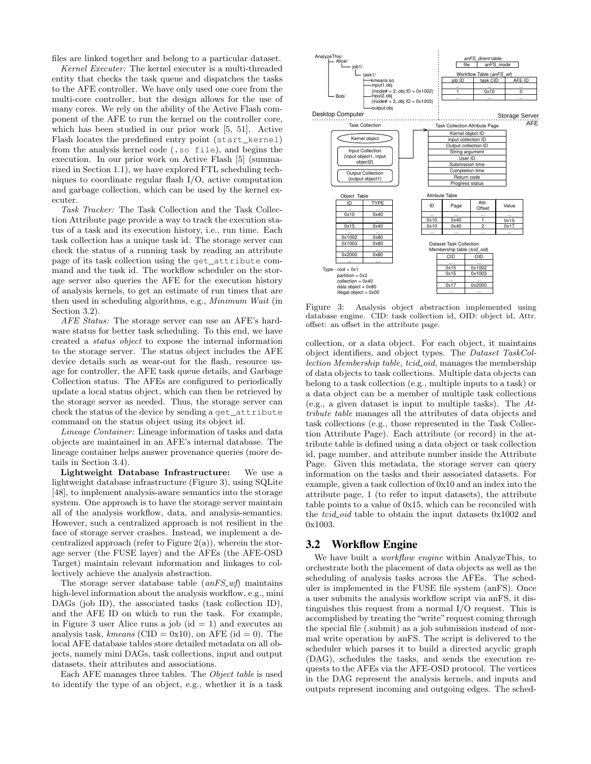files are linked together and belong to a particular dataset.

*Kernel Executer:* The kernel executer is a multi-threaded entity that checks the task queue and dispatches the tasks to the AFE controller. We have only used one core from the multi-core controller, but the design allows for the use of many cores. We rely on the ability of the Active Flash component of the AFE to run the kernel on the controller core, which has been studied in our prior work [5, 51]. Active Flash locates the predefined entry point (`start_kernel`) from the analysis kernel code (`.so file`), and begins the execution. In our prior work on Active Flash [5] (summarized in Section 1.1), we have explored FTL scheduling techniques to coordinate regular flash I/O, active computation and garbage collection, which can be used by the kernel executer.

*Task Tracker:* The Task Collection and the Task Collection Attribute page provide a way to track the execution status of a task and its execution history, i.e., run time. Each task collection has a unique task id. The storage server can check the status of a running task by reading an attribute page of its task collection using the `get_attribute` command and the task id. The workflow scheduler on the storage server also queries the AFE for the execution history of analysis kernels, to get an estimate of run times that are then used in scheduling algorithms, e.g., *Minimum Wait* (in Section 3.2).

*AFE Status:* The storage server can use an AFE's hardware status for better task scheduling. To this end, we have created a *status object* to expose the internal information to the storage server. The status object includes the AFE device details such as wear-out for the flash, resource usage for controller, the AFE task queue details, and Garbage Collection status. The AFEs are configured to periodically update a local status object, which can then be retrieved by the storage server as needed. Thus, the storage server can check the status of the device by sending a `get_attribute` command on the status object using its object id.

*Lineage Container:* Lineage information of tasks and data objects are maintained in an AFE's internal database. The lineage container helps answer provenance queries (more details in Section 3.4).

**Lightweight Database Infrastructure:** We use a lightweight database infrastructure (Figure 3), using SQLite [48], to implement analysis-aware semantics into the storage system. One approach is to have the storage server maintain all of the analysis workflow, data, and analysis-semantics. However, such a centralized approach is not resilient in the face of storage server crashes. Instead, we implement a decentralized approach (refer to Figure 2(a)), wherein the storage server (the FUSE layer) and the AFEs (the AFE-OSD Target) maintain relevant information and linkages to collectively achieve the analysis abstraction.

The storage server database table (*anFS_wf*) maintains high-level information about the analysis workflow, e.g., mini DAGs (job ID), the associated tasks (task collection ID), and the AFE ID on which to run the task. For example, in Figure 3 user Alice runs a job (id = 1) and executes an analysis task, *kmeans* (CID = 0x10), on AFE (id = 0). The local AFE database tables store detailed metadata on all objects, namely mini DAGs, task collections, input and output datasets, their attributes and associations.

Each AFE manages three tables. The *Object table* is used to identify the type of an object, e.g., whether it is a task

Figure 3: Analysis object abstraction implemented using database engine. CID: task collection id, OID: object id, Attr. offset: an offset in the attribute page.

collection, or a data object. For each object, it maintains object identifiers, and object types. The *Dataset TaskCollection Membership table, tcid_oid,* manages the membership of data objects to task collections. Multiple data objects can belong to a task collection (e.g., multiple inputs to a task) or a data object can be a member of multiple task collections (e.g., a given dataset is input to multiple tasks). The *Attribute table* manages all the attributes of data objects and task collections (e.g., those represented in the Task Collection Attribute Page). Each attribute (or record) in the attribute table is defined using a data object or task collection id, page number, and attribute number inside the Attribute Page. Given this metadata, the storage server can query information on the tasks and their associated datasets. For example, given a task collection of 0x10 and an index into the attribute page, 1 (to refer to input datasets), the attribute table points to a value of 0x15, which can be reconciled with the *tcid_oid* table to obtain the input datasets 0x1002 and 0x1003.

## 3.2 Workflow Engine

We have built a *workflow engine* within AnalyzeThis, to orchestrate both the placement of data objects as well as the scheduling of analysis tasks across the AFEs. The scheduler is implemented in the FUSE file system (anFS). Once a user submits the analysis workflow script via anFS, it distinguishes this request from a normal I/O request. This is accomplished by treating the "write" request coming through the special file (.submit) as a job submission instead of normal write operation by anFS. The script is delivered to the scheduler which parses it to build a directed acyclic graph (DAG), schedules the tasks, and sends the execution requests to the AFEs via the AFE-OSD protocol. The vertices in the DAG represent the analysis kernels, and inputs and outputs represent incoming and outgoing edges. The sched-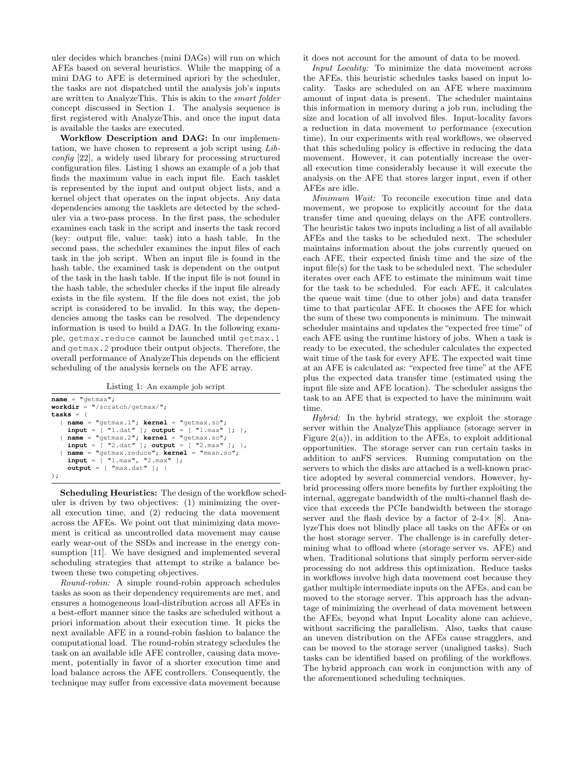uler decides which branches (mini DAGs) will run on which AFEs based on several heuristics. While the mapping of a mini DAG to AFE is determined apriori by the scheduler, the tasks are not dispatched until the analysis job's inputs are written to AnalyzeThis. This is akin to the *smart folder* concept discussed in Section 1. The analysis sequence is first registered with AnalyzeThis, and once the input data is available the tasks are executed.

**Workflow Description and DAG:** In our implementation, we have chosen to represent a job script using *Libconfig* [22], a widely used library for processing structured configuration files. Listing 1 shows an example of a job that finds the maximum value in each input file. Each tasklet is represented by the input and output object lists, and a kernel object that operates on the input objects. Any data dependencies among the tasklets are detected by the scheduler via a two-pass process. In the first pass, the scheduler examines each task in the script and inserts the task record (key: output file, value: task) into a hash table. In the second pass, the scheduler examines the input files of each task in the job script. When an input file is found in the hash table, the examined task is dependent on the output of the task in the hash table. If the input file is not found in the hash table, the scheduler checks if the input file already exists in the file system. If the file does not exist, the job script is considered to be invalid. In this way, the dependencies among the tasks can be resolved. The dependency information is used to build a DAG. In the following example, `getmax.reduce` cannot be launched until `getmax.1` and `getmax.2` produce their output objects. Therefore, the overall performance of AnalyzeThis depends on the efficient scheduling of the analysis kernels on the AFE array.

Listing 1: An example job script

```
name = "getmax";
workdir = "/scratch/getmax/";
tasks = (
  { name = "getmax.1"; kernel = "getmax.so";
    input = [ "1.dat" ]; output = [ "1.max" ]; },
  { name = "getmax.2"; kernel = "getmax.so";
    input = [ "2.dat" ]; output = [ "2.max" ]; },
  { name = "getmax.reduce"; kernel = "mean.so";
    input = [ "1.max", "2.max" ];
    output = [ "max.dat" ]; }
);
```

**Scheduling Heuristics:** The design of the workflow scheduler is driven by two objectives: (1) minimizing the overall execution time, and (2) reducing the data movement across the AFEs. We point out that minimizing data movement is critical as uncontrolled data movement may cause early wear-out of the SSDs and increase in the energy consumption [11]. We have designed and implemented several scheduling strategies that attempt to strike a balance between these two competing objectives.

*Round-robin:* A simple round-robin approach schedules tasks as soon as their dependency requirements are met, and ensures a homogeneous load-distribution across all AFEs in a best-effort manner since the tasks are scheduled without a priori information about their execution time. It picks the next available AFE in a round-robin fashion to balance the computational load. The round-robin strategy schedules the task on an available idle AFE controller, causing data movement, potentially in favor of a shorter execution time and load balance across the AFE controllers. Consequently, the technique may suffer from excessive data movement because it does not account for the amount of data to be moved.

*Input Locality:* To minimize the data movement across the AFEs, this heuristic schedules tasks based on input locality. Tasks are scheduled on an AFE where maximum amount of input data is present. The scheduler maintains this information in memory during a job run, including the size and location of all involved files. Input-locality favors a reduction in data movement to performance (execution time). In our experiments with real workflows, we observed that this scheduling policy is effective in reducing the data movement. However, it can potentially increase the overall execution time considerably because it will execute the analysis on the AFE that stores larger input, even if other AFEs are idle.

*Minimum Wait:* To reconcile execution time and data movement, we propose to explicitly account for the data transfer time and queuing delays on the AFE controllers. The heuristic takes two inputs including a list of all available AFEs and the tasks to be scheduled next. The scheduler maintains information about the jobs currently queued on each AFE, their expected finish time and the size of the input file(s) for the task to be scheduled next. The scheduler iterates over each AFE to estimate the minimum wait time for the task to be scheduled. For each AFE, it calculates the queue wait time (due to other jobs) and data transfer time to that particular AFE. It chooses the AFE for which the sum of these two components is minimum. The minwait scheduler maintains and updates the "expected free time" of each AFE using the runtime history of jobs. When a task is ready to be executed, the scheduler calculates the expected wait time of the task for every AFE. The expected wait time at an AFE is calculated as: "expected free time" at the AFE plus the expected data transfer time (estimated using the input file size and AFE location). The scheduler assigns the task to an AFE that is expected to have the minimum wait time.

*Hybrid:* In the hybrid strategy, we exploit the storage server within the AnalyzeThis appliance (storage server in Figure 2(a)), in addition to the AFEs, to exploit additional opportunities. The storage server can run certain tasks in addition to anFS services. Running computation on the servers to which the disks are attached is a well-known practice adopted by several commercial vendors. However, hybrid processing offers more benefits by further exploiting the internal, aggregate bandwidth of the multi-channel flash device that exceeds the PCIe bandwidth between the storage server and the flash device by a factor of 2-4× [8]. AnalyzeThis does not blindly place all tasks on the AFEs or on the host storage server. The challenge is in carefully determining what to offload where (storage server vs. AFE) and when. Traditional solutions that simply perform server-side processing do not address this optimization. Reduce tasks in workflows involve high data movement cost because they gather multiple intermediate inputs on the AFEs, and can be moved to the storage server. This approach has the advantage of minimizing the overhead of data movement between the AFEs, beyond what Input Locality alone can achieve, without sacrificing the parallelism. Also, tasks that cause an uneven distribution on the AFEs cause stragglers, and can be moved to the storage server (unaligned tasks). Such tasks can be identified based on profiling of the workflows. The hybrid approach can work in conjunction with any of the aforementioned scheduling techniques.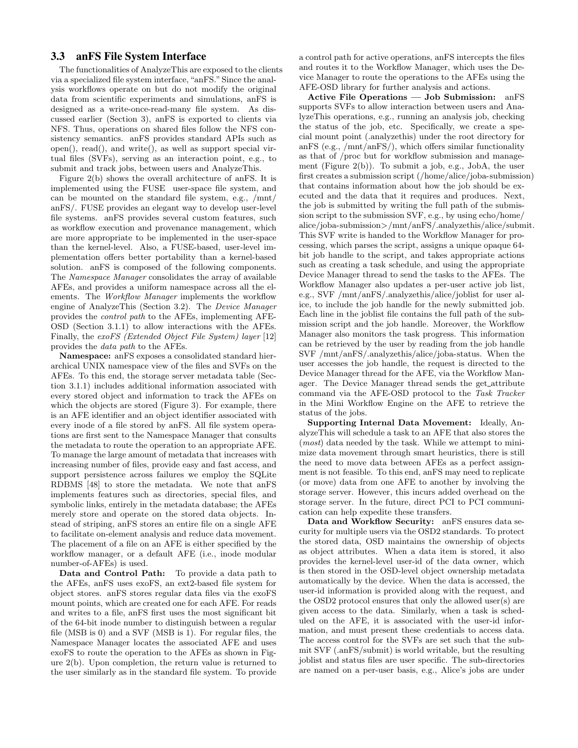### 3.3 anFS File System Interface

The functionalities of AnalyzeThis are exposed to the clients via a specialized file system interface, "anFS." Since the analysis workflows operate on but do not modify the original data from scientific experiments and simulations, anFS is designed as a write-once-read-many file system. As discussed earlier (Section 3), anFS is exported to clients via NFS. Thus, operations on shared files follow the NFS consistency semantics. anFS provides standard APIs such as open(), read(), and write(), as well as support special virtual files (SVFs), serving as an interaction point, e.g., to submit and track jobs, between users and AnalyzeThis.

Figure 2(b) shows the overall architecture of anFS. It is implemented using the FUSE user-space file system, and can be mounted on the standard file system, e.g., /mnt/anFS/. FUSE provides an elegant way to develop user-level file systems. anFS provides several custom features, such as workflow execution and provenance management, which are more appropriate to be implemented in the user-space than the kernel-level. Also, a FUSE-based, user-level implementation offers better portability than a kernel-based solution. anFS is composed of the following components. The *Namespace Manager* consolidates the array of available AFEs, and provides a uniform namespace across all the elements. The *Workflow Manager* implements the workflow engine of AnalyzeThis (Section 3.2). The *Device Manager* provides the *control path* to the AFEs, implementing AFE-OSD (Section 3.1.1) to allow interactions with the AFEs. Finally, the *exoFS (Extended Object File System) layer* [12] provides the *data path* to the AFEs.

**Namespace:** anFS exposes a consolidated standard hierarchical UNIX namespace view of the files and SVFs on the AFEs. To this end, the storage server metadata table (Section 3.1.1) includes additional information associated with every stored object and information to track the AFEs on which the objects are stored (Figure 3). For example, there is an AFE identifier and an object identifier associated with every inode of a file stored by anFS. All file system operations are first sent to the Namespace Manager that consults the metadata to route the operation to an appropriate AFE. To manage the large amount of metadata that increases with increasing number of files, provide easy and fast access, and support persistence across failures we employ the SQLite RDBMS [48] to store the metadata. We note that anFS implements features such as directories, special files, and symbolic links, entirely in the metadata database; the AFEs merely store and operate on the stored data objects. Instead of striping, anFS stores an entire file on a single AFE to facilitate on-element analysis and reduce data movement. The placement of a file on an AFE is either specified by the workflow manager, or a default AFE (i.e., inode modular number-of-AFEs) is used.

**Data and Control Path:** To provide a data path to the AFEs, anFS uses exoFS, an ext2-based file system for object stores. anFS stores regular data files via the exoFS mount points, which are created one for each AFE. For reads and writes to a file, anFS first uses the most significant bit of the 64-bit inode number to distinguish between a regular file (MSB is 0) and a SVF (MSB is 1). For regular files, the Namespace Manager locates the associated AFE and uses exoFS to route the operation to the AFEs as shown in Figure 2(b). Upon completion, the return value is returned to the user similarly as in the standard file system. To provide a control path for active operations, anFS intercepts the files and routes it to the Workflow Manager, which uses the Device Manager library to route the operations to the AFEs using the AFE-OSD library for further analysis and actions.

**Active File Operations — Job Submission:** anFS supports SVFs to allow interaction between users and AnalyzeThis operations, e.g., running an analysis job, checking the status of the job, etc. Specifically, we create a special mount point (.analyzethis) under the root directory for anFS (e.g., /mnt/anFS/), which offers similar functionality as that of /proc but for workflow submission and management (Figure 2(b)). To submit a job, e.g., JobA, the user first creates a submission script (/home/alice/joba-submission) that contains information about how the job should be executed and the data that it requires and produces. Next, the job is submitted by writing the full path of the submission script to the submission SVF, e.g., by using echo/home/alice/joba-submission>/mnt/anFS/.analyzethis/alice/submit. This SVF write is handed to the Workflow Manager for processing, which parses the script, assigns a unique opaque 64-bit job handle to the script, and takes appropriate actions such as creating a task schedule, and using the appropriate Device Manager thread to send the tasks to the AFEs. The Workflow Manager also updates a per-user active job list, e.g., SVF /mnt/anFS/.analyzethis/alice/joblist for user alice, to include the job handle for the newly submitted job. Each line in the joblist file contains the full path of the submission script and the job handle. Moreover, the Workflow Manager also monitors the task progress. This information can be retrieved by the user by reading from the job handle SVF /mnt/anFS/.analyzethis/alice/joba-status. When the user accesses the job handle, the request is directed to the Device Manager thread for the AFE, via the Workflow Manager. The Device Manager thread sends the get_attribute command via the AFE-OSD protocol to the *Task Tracker* in the Mini Workflow Engine on the AFE to retrieve the status of the jobs.

**Supporting Internal Data Movement:** Ideally, AnalyzeThis will schedule a task to an AFE that also stores the (*most*) data needed by the task. While we attempt to minimize data movement through smart heuristics, there is still the need to move data between AFEs as a perfect assignment is not feasible. To this end, anFS may need to replicate (or move) data from one AFE to another by involving the storage server. However, this incurs added overhead on the storage server. In the future, direct PCI to PCI communication can help expedite these transfers.

**Data and Workflow Security:** anFS ensures data security for multiple users via the OSD2 standards. To protect the stored data, OSD maintains the ownership of objects as object attributes. When a data item is stored, it also provides the kernel-level user-id of the data owner, which is then stored in the OSD-level object ownership metadata automatically by the device. When the data is accessed, the user-id information is provided along with the request, and the OSD2 protocol ensures that only the allowed user(s) are given access to the data. Similarly, when a task is scheduled on the AFE, it is associated with the user-id information, and must present these credentials to access data. The access control for the SVFs are set such that the submit SVF (.anFS/submit) is world writable, but the resulting joblist and status files are user specific. The sub-directories are named on a per-user basis, e.g., Alice's jobs are under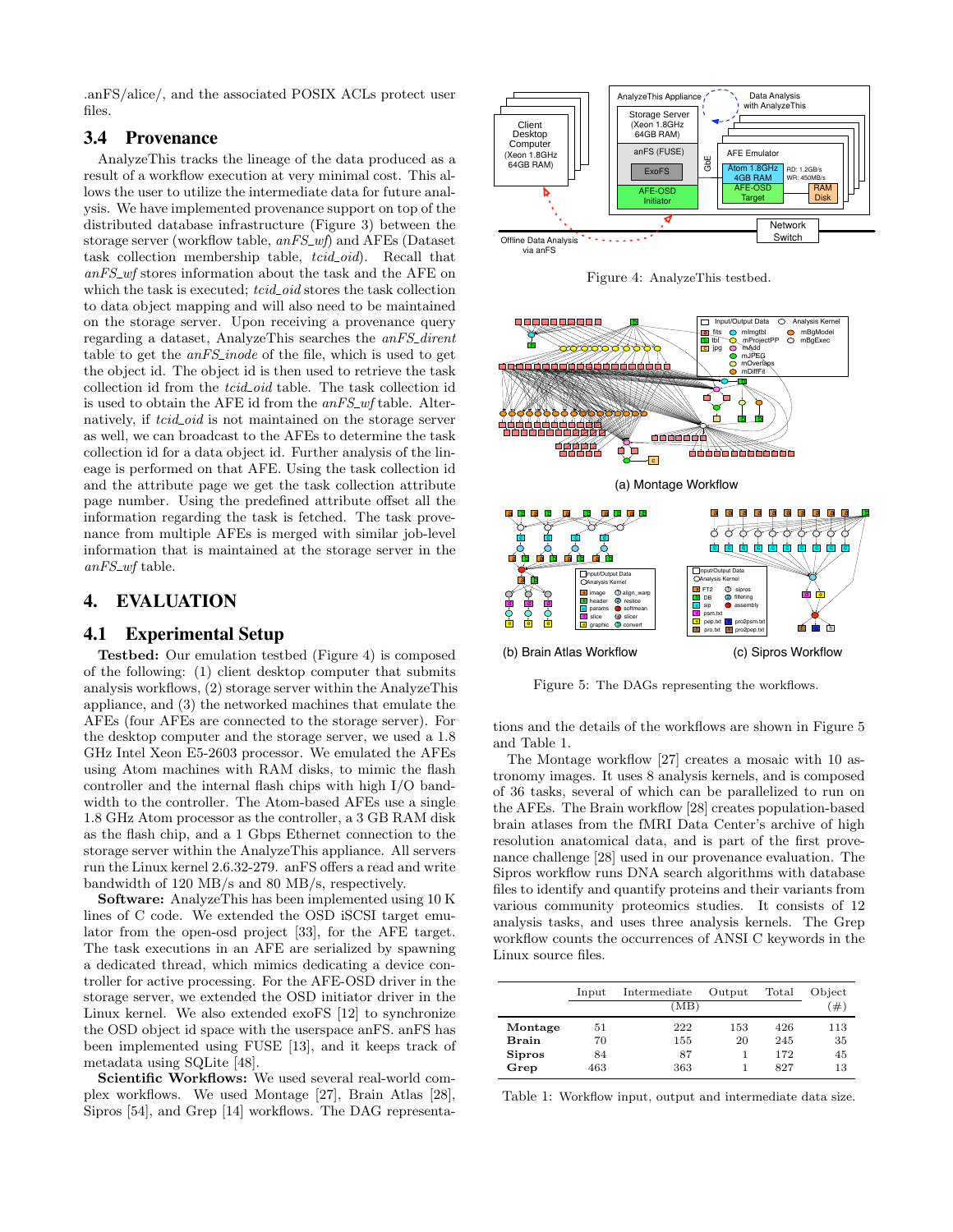.anFS/alice/, and the associated POSIX ACLs protect user files.

### 3.4 Provenance

AnalyzeThis tracks the lineage of the data produced as a result of a workflow execution at very minimal cost. This allows the user to utilize the intermediate data for future analysis. We have implemented provenance support on top of the distributed database infrastructure (Figure 3) between the storage server (workflow table, *anFS_wf*) and AFEs (Dataset task collection membership table, *tcid_oid*). Recall that *anFS_wf* stores information about the task and the AFE on which the task is executed; *tcid_oid* stores the task collection to data object mapping and will also need to be maintained on the storage server. Upon receiving a provenance query regarding a dataset, AnalyzeThis searches the *anFS_dirent* table to get the *anFS_inode* of the file, which is used to get the object id. The object id is then used to retrieve the task collection id from the *tcid_oid* table. The task collection id is used to obtain the AFE id from the *anFS_wf* table. Alternatively, if *tcid_oid* is not maintained on the storage server as well, we can broadcast to the AFEs to determine the task collection id for a data object id. Further analysis of the lineage is performed on that AFE. Using the task collection id and the attribute page we get the task collection attribute page number. Using the predefined attribute offset all the information regarding the task is fetched. The task provenance from multiple AFEs is merged with similar job-level information that is maintained at the storage server in the *anFS_wf* table.

## 4. EVALUATION

### 4.1 Experimental Setup

**Testbed:** Our emulation testbed (Figure 4) is composed of the following: (1) client desktop computer that submits analysis workflows, (2) storage server within the AnalyzeThis appliance, and (3) the networked machines that emulate the AFEs (four AFEs are connected to the storage server). For the desktop computer and the storage server, we used a 1.8 GHz Intel Xeon E5-2603 processor. We emulated the AFEs using Atom machines with RAM disks, to mimic the flash controller and the internal flash chips with high I/O bandwidth to the controller. The Atom-based AFEs use a single 1.8 GHz Atom processor as the controller, a 3 GB RAM disk as the flash chip, and a 1 Gbps Ethernet connection to the storage server within the AnalyzeThis appliance. All servers run the Linux kernel 2.6.32-279. anFS offers a read and write bandwidth of 120 MB/s and 80 MB/s, respectively.

**Software:** AnalyzeThis has been implemented using 10 K lines of C code. We extended the OSD iSCSI target emulator from the open-osd project [33], for the AFE target. The task executions in an AFE are serialized by spawning a dedicated thread, which mimics dedicating a device controller for active processing. For the AFE-OSD driver in the storage server, we extended the OSD initiator driver in the Linux kernel. We also extended exoFS [12] to synchronize the OSD object id space with the userspace anFS. anFS has been implemented using FUSE [13], and it keeps track of metadata using SQLite [48].

**Scientific Workflows:** We used several real-world complex workflows. We used Montage [27], Brain Atlas [28], Sipros [54], and Grep [14] workflows. The DAG representations and the details of the workflows are shown in Figure 5 and Table 1.

Figure 4: AnalyzeThis testbed.

(a) Montage Workflow

(b) Brain Atlas Workflow

(c) Sipros Workflow

Figure 5: The DAGs representing the workflows.

The Montage workflow [27] creates a mosaic with 10 astronomy images. It uses 8 analysis kernels, and is composed of 36 tasks, several of which can be parallelized to run on the AFEs. The Brain workflow [28] creates population-based brain atlases from the fMRI Data Center's archive of high resolution anatomical data, and is part of the first provenance challenge [28] used in our provenance evaluation. The Sipros workflow runs DNA search algorithms with database files to identify and quantify proteins and their variants from various community proteomics studies. It consists of 12 analysis tasks, and uses three analysis kernels. The Grep workflow counts the occurrences of ANSI C keywords in the Linux source files.

| | Input | Intermediate | Output | Total | Object |
|---|---|---|---|---|---|
| | | (MB) | | | (#) |
| **Montage** | 51 | 222 | 153 | 426 | 113 |
| **Brain** | 70 | 155 | 20 | 245 | 35 |
| **Sipros** | 84 | 87 | 1 | 172 | 45 |
| **Grep** | 463 | 363 | 1 | 827 | 13 |

Table 1: Workflow input, output and intermediate data size.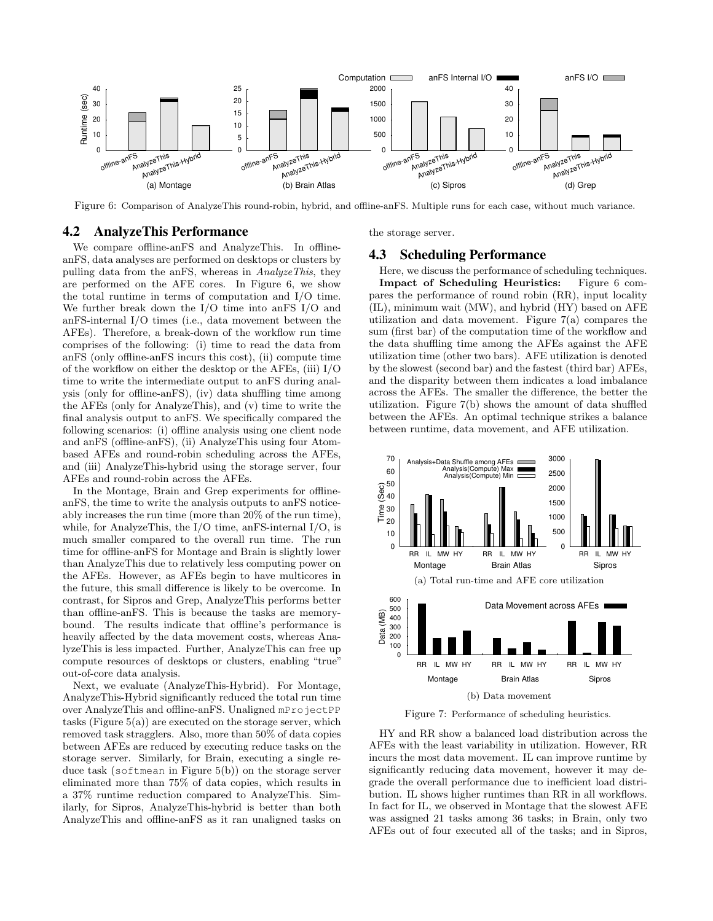Figure 6: Comparison of AnalyzeThis round-robin, hybrid, and offline-anFS. Multiple runs for each case, without much variance.

## 4.2 AnalyzeThis Performance

We compare offline-anFS and AnalyzeThis. In offline-anFS, data analyses are performed on desktops or clusters by pulling data from the anFS, whereas in *AnalyzeThis*, they are performed on the AFE cores. In Figure 6, we show the total runtime in terms of computation and I/O time. We further break down the I/O time into anFS I/O and anFS-internal I/O times (i.e., data movement between the AFEs). Therefore, a break-down of the workflow run time comprises of the following: (i) time to read the data from anFS (only offline-anFS incurs this cost), (ii) compute time of the workflow on either the desktop or the AFEs, (iii) I/O time to write the intermediate output to anFS during analysis (only for offline-anFS), (iv) data shuffling time among the AFEs (only for AnalyzeThis), and (v) time to write the final analysis output to anFS. We specifically compared the following scenarios: (i) offline analysis using one client node and anFS (offline-anFS), (ii) AnalyzeThis using four Atom-based AFEs and round-robin scheduling across the AFEs, and (iii) AnalyzeThis-hybrid using the storage server, four AFEs and round-robin across the AFEs.

In the Montage, Brain and Grep experiments for offline-anFS, the time to write the analysis outputs to anFS noticeably increases the run time (more than 20% of the run time), while, for AnalyzeThis, the I/O time, anFS-internal I/O, is much smaller compared to the overall run time. The run time for offline-anFS for Montage and Brain is slightly lower than AnalyzeThis due to relatively less computing power on the AFEs. However, as AFEs begin to have multicores in the future, this small difference is likely to be overcome. In contrast, for Sipros and Grep, AnalyzeThis performs better than offline-anFS. This is because the tasks are memory-bound. The results indicate that offline's performance is heavily affected by the data movement costs, whereas AnalyzeThis is less impacted. Further, AnalyzeThis can free up compute resources of desktops or clusters, enabling "true" out-of-core data analysis.

Next, we evaluate (AnalyzeThis-Hybrid). For Montage, AnalyzeThis-Hybrid significantly reduced the total run time over AnalyzeThis and offline-anFS. Unaligned `mProjectPP` tasks (Figure 5(a)) are executed on the storage server, which removed task stragglers. Also, more than 50% of data copies between AFEs are reduced by executing reduce tasks on the storage server. Similarly, for Brain, executing a single reduce task (`softmean` in Figure 5(b)) on the storage server eliminated more than 75% of data copies, which results in a 37% runtime reduction compared to AnalyzeThis. Similarly, for Sipros, AnalyzeThis-hybrid is better than both AnalyzeThis and offline-anFS as it ran unaligned tasks on the storage server.

## 4.3 Scheduling Performance

Here, we discuss the performance of scheduling techniques.

**Impact of Scheduling Heuristics:** Figure 6 compares the performance of round robin (RR), input locality (IL), minimum wait (MW), and hybrid (HY) based on AFE utilization and data movement. Figure 7(a) compares the sum (first bar) of the computation time of the workflow and the data shuffling time among the AFEs against the AFE utilization time (other two bars). AFE utilization is denoted by the slowest (second bar) and the fastest (third bar) AFEs, and the disparity between them indicates a load imbalance across the AFEs. The smaller the difference, the better the utilization. Figure 7(b) shows the amount of data shuffled between the AFEs. An optimal technique strikes a balance between runtime, data movement, and AFE utilization.

(a) Total run-time and AFE core utilization

(b) Data movement

Figure 7: Performance of scheduling heuristics.

HY and RR show a balanced load distribution across the AFEs with the least variability in utilization. However, RR incurs the most data movement. IL can improve runtime by significantly reducing data movement, however it may degrade the overall performance due to inefficient load distribution. IL shows higher runtimes than RR in all workflows. In fact for IL, we observed in Montage that the slowest AFE was assigned 21 tasks among 36 tasks; in Brain, only two AFEs out of four executed all of the tasks; and in Sipros,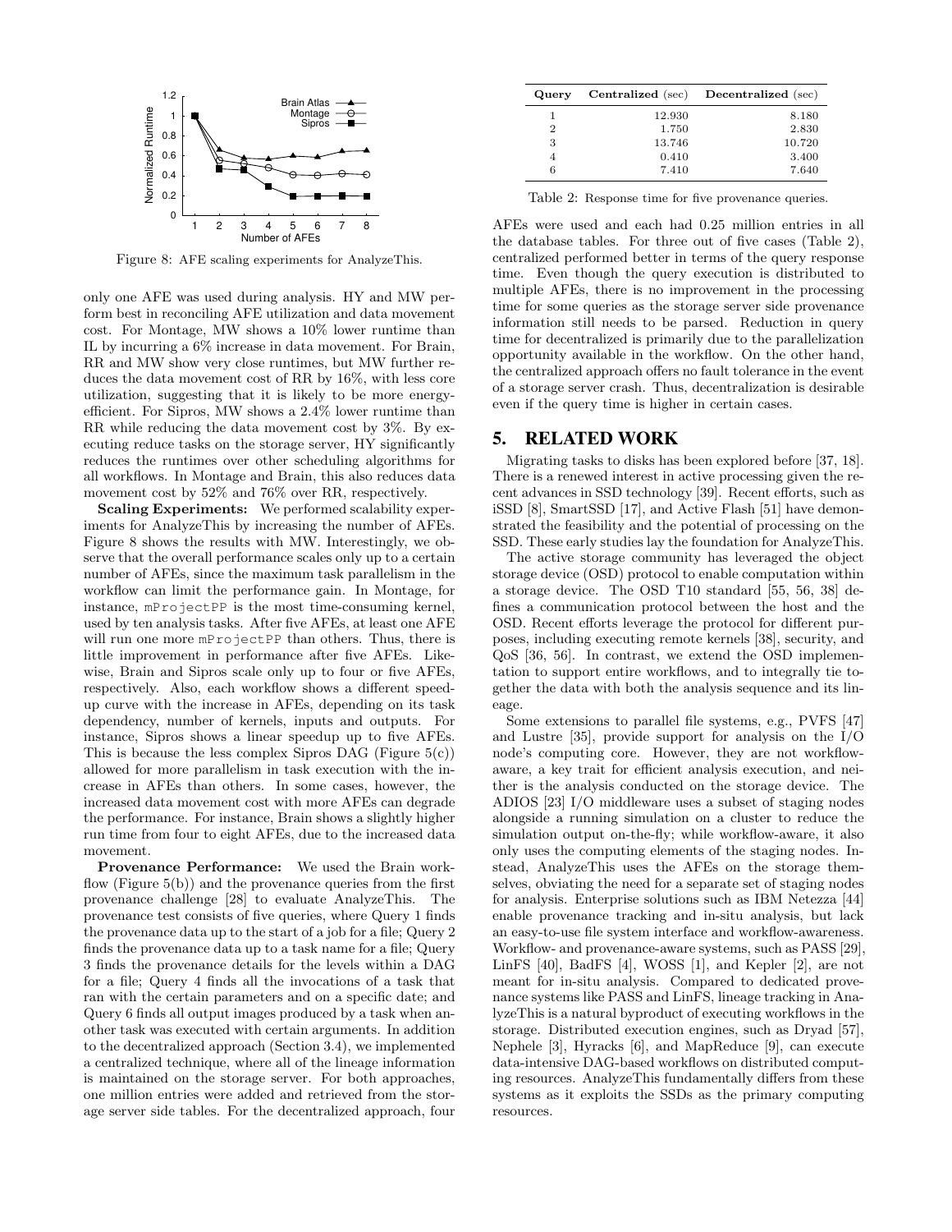Figure 8: AFE scaling experiments for AnalyzeThis.

only one AFE was used during analysis. HY and MW perform best in reconciling AFE utilization and data movement cost. For Montage, MW shows a 10% lower runtime than IL by incurring a 6% increase in data movement. For Brain, RR and MW show very close runtimes, but MW further reduces the data movement cost of RR by 16%, with less core utilization, suggesting that it is likely to be more energy-efficient. For Sipros, MW shows a 2.4% lower runtime than RR while reducing the data movement cost by 3%. By executing reduce tasks on the storage server, HY significantly reduces the runtimes over other scheduling algorithms for all workflows. In Montage and Brain, this also reduces data movement cost by 52% and 76% over RR, respectively.

**Scaling Experiments:** We performed scalability experiments for AnalyzeThis by increasing the number of AFEs. Figure 8 shows the results with MW. Interestingly, we observe that the overall performance scales only up to a certain number of AFEs, since the maximum task parallelism in the workflow can limit the performance gain. In Montage, for instance, `mProjectPP` is the most time-consuming kernel, used by ten analysis tasks. After five AFEs, at least one AFE will run one more `mProjectPP` than others. Thus, there is little improvement in performance after five AFEs. Likewise, Brain and Sipros scale only up to four or five AFEs, respectively. Also, each workflow shows a different speedup curve with the increase in AFEs, depending on its task dependency, number of kernels, inputs and outputs. For instance, Sipros shows a linear speedup up to five AFEs. This is because the less complex Sipros DAG (Figure 5(c)) allowed for more parallelism in task execution with the increase in AFEs than others. In some cases, however, the increased data movement cost with more AFEs can degrade the performance. For instance, Brain shows a slightly higher run time from four to eight AFEs, due to the increased data movement.

**Provenance Performance:** We used the Brain workflow (Figure 5(b)) and the provenance queries from the first provenance challenge [28] to evaluate AnalyzeThis. The provenance test consists of five queries, where Query 1 finds the provenance data up to the start of a job for a file; Query 2 finds the provenance data up to a task name for a file; Query 3 finds the provenance details for the levels within a DAG for a file; Query 4 finds all the invocations of a task that ran with the certain parameters and on a specific date; and Query 6 finds all output images produced by a task when another task was executed with certain arguments. In addition to the decentralized approach (Section 3.4), we implemented a centralized technique, where all of the lineage information is maintained on the storage server. For both approaches, one million entries were added and retrieved from the storage server side tables. For the decentralized approach, four AFEs were used and each had 0.25 million entries in all the database tables. For three out of five cases (Table 2), centralized performed better in terms of the query response time. Even though the query execution is distributed to multiple AFEs, there is no improvement in the processing time for some queries as the storage server side provenance information still needs to be parsed. Reduction in query time for decentralized is primarily due to the parallelization opportunity available in the workflow. On the other hand, the centralized approach offers no fault tolerance in the event of a storage server crash. Thus, decentralization is desirable even if the query time is higher in certain cases.

| **Query** | **Centralized** (sec) | **Decentralized** (sec) |
|---|---|---|
| 1 | 12.930 | 8.180 |
| 2 | 1.750 | 2.830 |
| 3 | 13.746 | 10.720 |
| 4 | 0.410 | 3.400 |
| 6 | 7.410 | 7.640 |

Table 2: Response time for five provenance queries.

## 5. RELATED WORK

Migrating tasks to disks has been explored before [37, 18]. There is a renewed interest in active processing given the recent advances in SSD technology [39]. Recent efforts, such as iSSD [8], SmartSSD [17], and Active Flash [51] have demonstrated the feasibility and the potential of processing on the SSD. These early studies lay the foundation for AnalyzeThis.

The active storage community has leveraged the object storage device (OSD) protocol to enable computation within a storage device. The OSD T10 standard [55, 56, 38] defines a communication protocol between the host and the OSD. Recent efforts leverage the protocol for different purposes, including executing remote kernels [38], security, and QoS [36, 56]. In contrast, we extend the OSD implementation to support entire workflows, and to integrally tie together the data with both the analysis sequence and its lineage.

Some extensions to parallel file systems, e.g., PVFS [47] and Lustre [35], provide support for analysis on the I/O node's computing core. However, they are not workflow-aware, a key trait for efficient analysis execution, and neither is the analysis conducted on the storage device. The ADIOS [23] I/O middleware uses a subset of staging nodes alongside a running simulation on a cluster to reduce the simulation output on-the-fly; while workflow-aware, it also only uses the computing elements of the staging nodes. Instead, AnalyzeThis uses the AFEs on the storage themselves, obviating the need for a separate set of staging nodes for analysis. Enterprise solutions such as IBM Netezza [44] enable provenance tracking and in-situ analysis, but lack an easy-to-use file system interface and workflow-awareness. Workflow- and provenance-aware systems, such as PASS [29], LinFS [40], BadFS [4], WOSS [1], and Kepler [2], are not meant for in-situ analysis. Compared to dedicated provenance systems like PASS and LinFS, lineage tracking in AnalyzeThis is a natural byproduct of executing workflows in the storage. Distributed execution engines, such as Dryad [57], Nephele [3], Hyracks [6], and MapReduce [9], can execute data-intensive DAG-based workflows on distributed computing resources. AnalyzeThis fundamentally differs from these systems as it exploits the SSDs as the primary computing resources.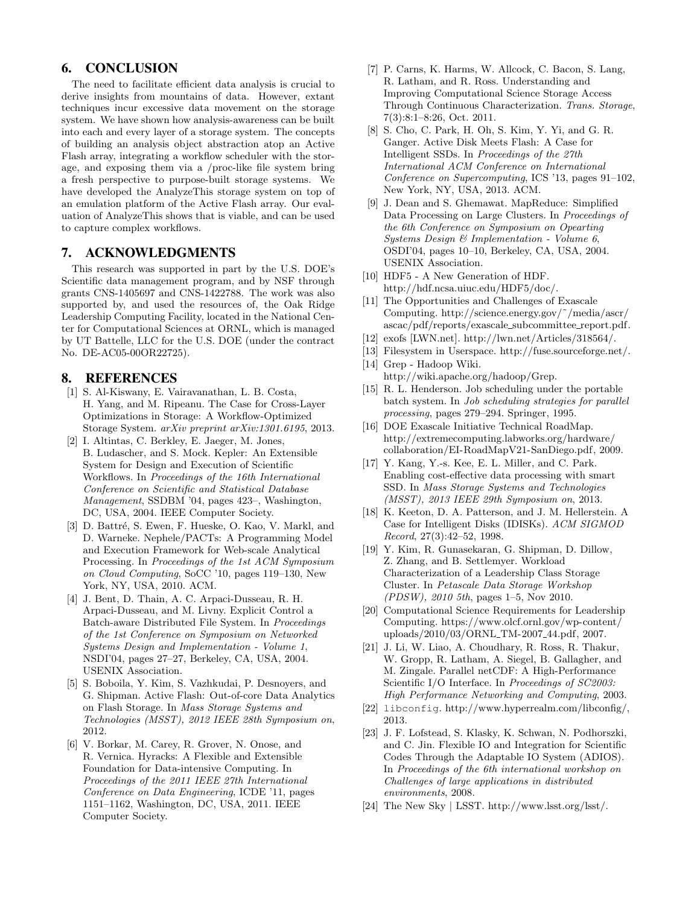## 6. CONCLUSION

The need to facilitate efficient data analysis is crucial to derive insights from mountains of data. However, extant techniques incur excessive data movement on the storage system. We have shown how analysis-awareness can be built into each and every layer of a storage system. The concepts of building an analysis object abstraction atop an Active Flash array, integrating a workflow scheduler with the storage, and exposing them via a /proc-like file system bring a fresh perspective to purpose-built storage systems. We have developed the AnalyzeThis storage system on top of an emulation platform of the Active Flash array. Our evaluation of AnalyzeThis shows that is viable, and can be used to capture complex workflows.

## 7. ACKNOWLEDGMENTS

This research was supported in part by the U.S. DOE's Scientific data management program, and by NSF through grants CNS-1405697 and CNS-1422788. The work was also supported by, and used the resources of, the Oak Ridge Leadership Computing Facility, located in the National Center for Computational Sciences at ORNL, which is managed by UT Battelle, LLC for the U.S. DOE (under the contract No. DE-AC05-00OR22725).

## 8. REFERENCES

[1] S. Al-Kiswany, E. Vairavanathan, L. B. Costa, H. Yang, and M. Ripeanu. The Case for Cross-Layer Optimizations in Storage: A Workflow-Optimized Storage System. *arXiv preprint arXiv:1301.6195*, 2013.

[2] I. Altintas, C. Berkley, E. Jaeger, M. Jones, B. Ludascher, and S. Mock. Kepler: An Extensible System for Design and Execution of Scientific Workflows. In *Proceedings of the 16th International Conference on Scientific and Statistical Database Management*, SSDBM '04, pages 423–, Washington, DC, USA, 2004. IEEE Computer Society.

[3] D. Battré, S. Ewen, F. Hueske, O. Kao, V. Markl, and D. Warneke. Nephele/PACTs: A Programming Model and Execution Framework for Web-scale Analytical Processing. In *Proceedings of the 1st ACM Symposium on Cloud Computing*, SoCC '10, pages 119–130, New York, NY, USA, 2010. ACM.

[4] J. Bent, D. Thain, A. C. Arpaci-Dusseau, R. H. Arpaci-Dusseau, and M. Livny. Explicit Control a Batch-aware Distributed File System. In *Proceedings of the 1st Conference on Symposium on Networked Systems Design and Implementation - Volume 1*, NSDI'04, pages 27–27, Berkeley, CA, USA, 2004. USENIX Association.

[5] S. Boboila, Y. Kim, S. Vazhkudai, P. Desnoyers, and G. Shipman. Active Flash: Out-of-core Data Analytics on Flash Storage. In *Mass Storage Systems and Technologies (MSST), 2012 IEEE 28th Symposium on*, 2012.

[6] V. Borkar, M. Carey, R. Grover, N. Onose, and R. Vernica. Hyracks: A Flexible and Extensible Foundation for Data-intensive Computing. In *Proceedings of the 2011 IEEE 27th International Conference on Data Engineering*, ICDE '11, pages 1151–1162, Washington, DC, USA, 2011. IEEE Computer Society.

[7] P. Carns, K. Harms, W. Allcock, C. Bacon, S. Lang, R. Latham, and R. Ross. Understanding and Improving Computational Science Storage Access Through Continuous Characterization. *Trans. Storage*, 7(3):8:1–8:26, Oct. 2011.

[8] S. Cho, C. Park, H. Oh, S. Kim, Y. Yi, and G. R. Ganger. Active Disk Meets Flash: A Case for Intelligent SSDs. In *Proceedings of the 27th International ACM Conference on International Conference on Supercomputing*, ICS '13, pages 91–102, New York, NY, USA, 2013. ACM.

[9] J. Dean and S. Ghemawat. MapReduce: Simplified Data Processing on Large Clusters. In *Proceedings of the 6th Conference on Symposium on Opearting Systems Design & Implementation - Volume 6*, OSDI'04, pages 10–10, Berkeley, CA, USA, 2004. USENIX Association.

[10] HDF5 - A New Generation of HDF. http://hdf.ncsa.uiuc.edu/HDF5/doc/.

[11] The Opportunities and Challenges of Exascale Computing. http://science.energy.gov/~/media/ascr/ascac/pdf/reports/exascale_subcommittee_report.pdf.

[12] exofs [LWN.net]. http://lwn.net/Articles/318564/.

[13] Filesystem in Userspace. http://fuse.sourceforge.net/.

[14] Grep - Hadoop Wiki. http://wiki.apache.org/hadoop/Grep.

[15] R. L. Henderson. Job scheduling under the portable batch system. In *Job scheduling strategies for parallel processing*, pages 279–294. Springer, 1995.

[16] DOE Exascale Initiative Technical RoadMap. http://extremecomputing.labworks.org/hardware/collaboration/EI-RoadMapV21-SanDiego.pdf, 2009.

[17] Y. Kang, Y.-s. Kee, E. L. Miller, and C. Park. Enabling cost-effective data processing with smart SSD. In *Mass Storage Systems and Technologies (MSST), 2013 IEEE 29th Symposium on*, 2013.

[18] K. Keeton, D. A. Patterson, and J. M. Hellerstein. A Case for Intelligent Disks (IDISKs). *ACM SIGMOD Record*, 27(3):42–52, 1998.

[19] Y. Kim, R. Gunasekaran, G. Shipman, D. Dillow, Z. Zhang, and B. Settlemyer. Workload Characterization of a Leadership Class Storage Cluster. In *Petascale Data Storage Workshop (PDSW), 2010 5th*, pages 1–5, Nov 2010.

[20] Computational Science Requirements for Leadership Computing. https://www.olcf.ornl.gov/wp-content/uploads/2010/03/ORNL_TM-2007_44.pdf, 2007.

[21] J. Li, W. Liao, A. Choudhary, R. Ross, R. Thakur, W. Gropp, R. Latham, A. Siegel, B. Gallagher, and M. Zingale. Parallel netCDF: A High-Performance Scientific I/O Interface. In *Proceedings of SC2003: High Performance Networking and Computing*, 2003.

[22] `libconfig`. http://www.hyperrealm.com/libconfig/, 2013.

[23] J. F. Lofstead, S. Klasky, K. Schwan, N. Podhorszki, and C. Jin. Flexible IO and Integration for Scientific Codes Through the Adaptable IO System (ADIOS). In *Proceedings of the 6th international workshop on Challenges of large applications in distributed environments*, 2008.

[24] The New Sky | LSST. http://www.lsst.org/lsst/.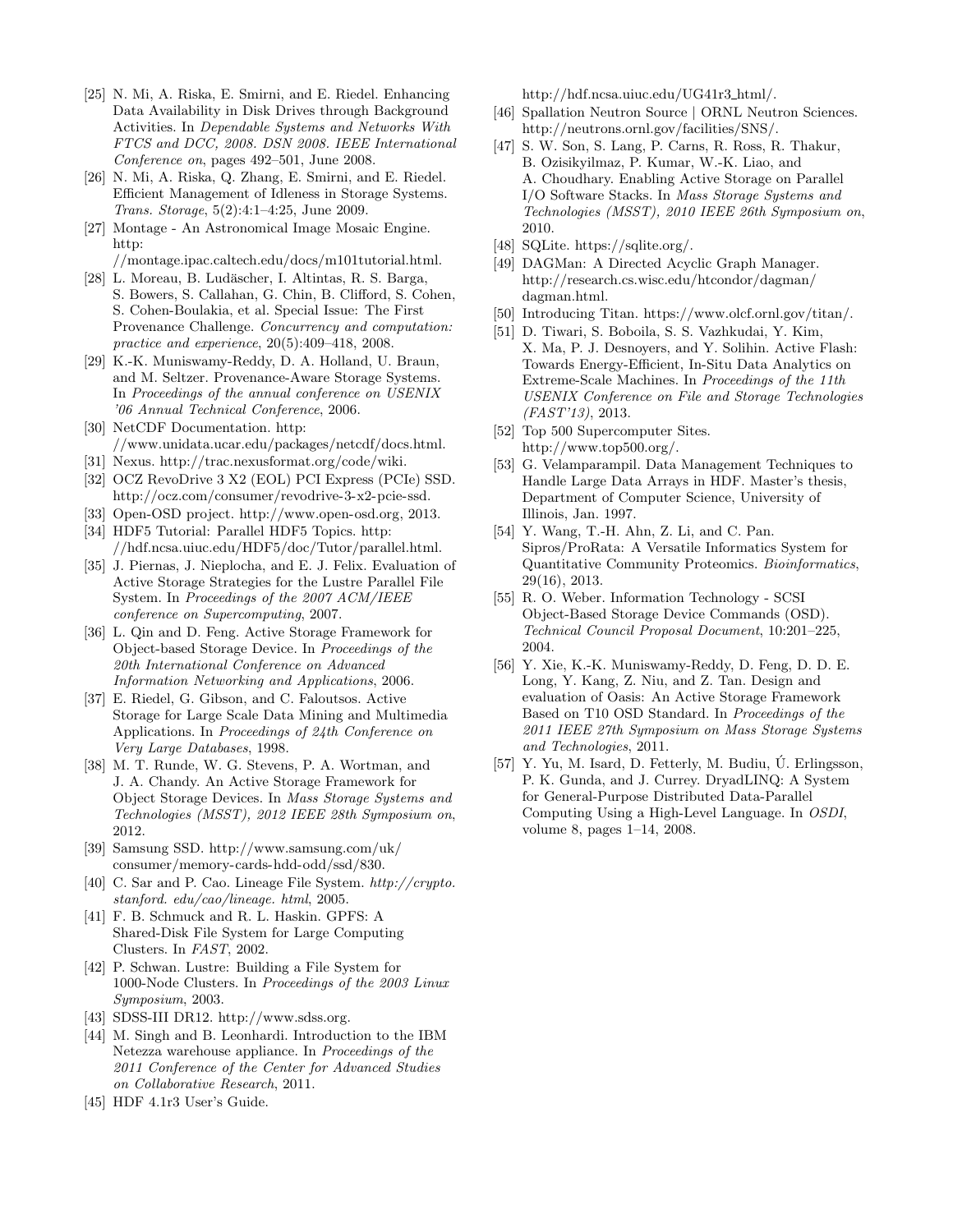- [25] N. Mi, A. Riska, E. Smirni, and E. Riedel. Enhancing Data Availability in Disk Drives through Background Activities. In *Dependable Systems and Networks With FTCS and DCC, 2008. DSN 2008. IEEE International Conference on*, pages 492–501, June 2008.
- [26] N. Mi, A. Riska, Q. Zhang, E. Smirni, and E. Riedel. Efficient Management of Idleness in Storage Systems. *Trans. Storage*, 5(2):4:1–4:25, June 2009.
- [27] Montage - An Astronomical Image Mosaic Engine. http://montage.ipac.caltech.edu/docs/m101tutorial.html.
- [28] L. Moreau, B. Ludäscher, I. Altintas, R. S. Barga, S. Bowers, S. Callahan, G. Chin, B. Clifford, S. Cohen, S. Cohen-Boulakia, et al. Special Issue: The First Provenance Challenge. *Concurrency and computation: practice and experience*, 20(5):409–418, 2008.
- [29] K.-K. Muniswamy-Reddy, D. A. Holland, U. Braun, and M. Seltzer. Provenance-Aware Storage Systems. In *Proceedings of the annual conference on USENIX '06 Annual Technical Conference*, 2006.
- [30] NetCDF Documentation. http://www.unidata.ucar.edu/packages/netcdf/docs.html.
- [31] Nexus. http://trac.nexusformat.org/code/wiki.
- [32] OCZ RevoDrive 3 X2 (EOL) PCI Express (PCIe) SSD. http://ocz.com/consumer/revodrive-3-x2-pcie-ssd.
- [33] Open-OSD project. http://www.open-osd.org, 2013.
- [34] HDF5 Tutorial: Parallel HDF5 Topics. http://hdf.ncsa.uiuc.edu/HDF5/doc/Tutor/parallel.html.
- [35] J. Piernas, J. Nieplocha, and E. J. Felix. Evaluation of Active Storage Strategies for the Lustre Parallel File System. In *Proceedings of the 2007 ACM/IEEE conference on Supercomputing*, 2007.
- [36] L. Qin and D. Feng. Active Storage Framework for Object-based Storage Device. In *Proceedings of the 20th International Conference on Advanced Information Networking and Applications*, 2006.
- [37] E. Riedel, G. Gibson, and C. Faloutsos. Active Storage for Large Scale Data Mining and Multimedia Applications. In *Proceedings of 24th Conference on Very Large Databases*, 1998.
- [38] M. T. Runde, W. G. Stevens, P. A. Wortman, and J. A. Chandy. An Active Storage Framework for Object Storage Devices. In *Mass Storage Systems and Technologies (MSST), 2012 IEEE 28th Symposium on*, 2012.
- [39] Samsung SSD. http://www.samsung.com/uk/consumer/memory-cards-hdd-odd/ssd/830.
- [40] C. Sar and P. Cao. Lineage File System. *http://crypto.stanford.edu/cao/lineage.html*, 2005.
- [41] F. B. Schmuck and R. L. Haskin. GPFS: A Shared-Disk File System for Large Computing Clusters. In *FAST*, 2002.
- [42] P. Schwan. Lustre: Building a File System for 1000-Node Clusters. In *Proceedings of the 2003 Linux Symposium*, 2003.
- [43] SDSS-III DR12. http://www.sdss.org.
- [44] M. Singh and B. Leonhardi. Introduction to the IBM Netezza warehouse appliance. In *Proceedings of the 2011 Conference of the Center for Advanced Studies on Collaborative Research*, 2011.
- [45] HDF 4.1r3 User's Guide. http://hdf.ncsa.uiuc.edu/UG41r3_html/.
- [46] Spallation Neutron Source | ORNL Neutron Sciences. http://neutrons.ornl.gov/facilities/SNS/.
- [47] S. W. Son, S. Lang, P. Carns, R. Ross, R. Thakur, B. Ozisikyilmaz, P. Kumar, W.-K. Liao, and A. Choudhary. Enabling Active Storage on Parallel I/O Software Stacks. In *Mass Storage Systems and Technologies (MSST), 2010 IEEE 26th Symposium on*, 2010.
- [48] SQLite. https://sqlite.org/.
- [49] DAGMan: A Directed Acyclic Graph Manager. http://research.cs.wisc.edu/htcondor/dagman/dagman.html.
- [50] Introducing Titan. https://www.olcf.ornl.gov/titan/.
- [51] D. Tiwari, S. Boboila, S. S. Vazhkudai, Y. Kim, X. Ma, P. J. Desnoyers, and Y. Solihin. Active Flash: Towards Energy-Efficient, In-Situ Data Analytics on Extreme-Scale Machines. In *Proceedings of the 11th USENIX Conference on File and Storage Technologies (FAST'13)*, 2013.
- [52] Top 500 Supercomputer Sites. http://www.top500.org/.
- [53] G. Velamparampil. Data Management Techniques to Handle Large Data Arrays in HDF. Master's thesis, Department of Computer Science, University of Illinois, Jan. 1997.
- [54] Y. Wang, T.-H. Ahn, Z. Li, and C. Pan. Sipros/ProRata: A Versatile Informatics System for Quantitative Community Proteomics. *Bioinformatics*, 29(16), 2013.
- [55] R. O. Weber. Information Technology - SCSI Object-Based Storage Device Commands (OSD). *Technical Council Proposal Document*, 10:201–225, 2004.
- [56] Y. Xie, K.-K. Muniswamy-Reddy, D. Feng, D. D. E. Long, Y. Kang, Z. Niu, and Z. Tan. Design and evaluation of Oasis: An Active Storage Framework Based on T10 OSD Standard. In *Proceedings of the 2011 IEEE 27th Symposium on Mass Storage Systems and Technologies*, 2011.
- [57] Y. Yu, M. Isard, D. Fetterly, M. Budiu, Ú. Erlingsson, P. K. Gunda, and J. Currey. DryadLINQ: A System for General-Purpose Distributed Data-Parallel Computing Using a High-Level Language. In *OSDI*, volume 8, pages 1–14, 2008.